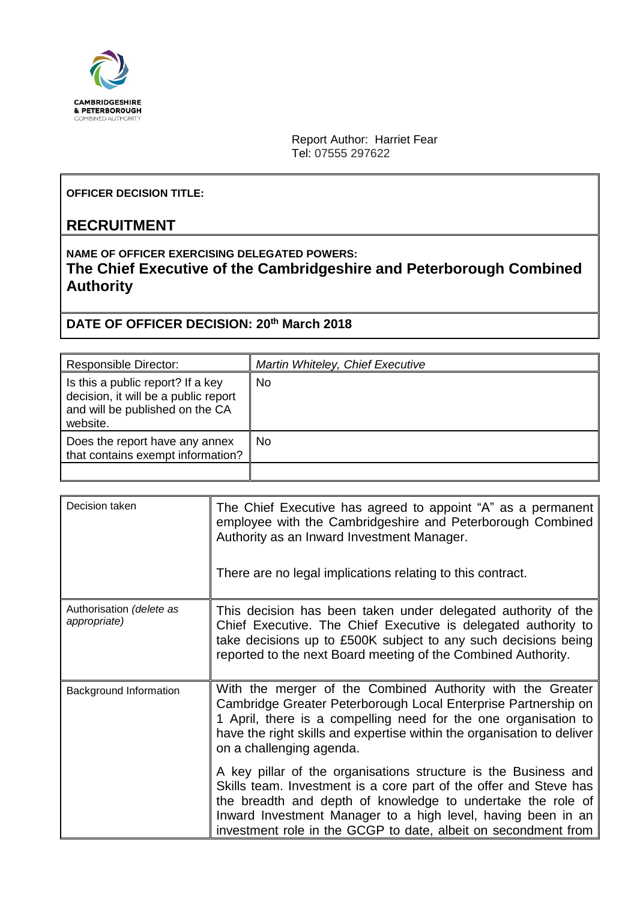CAMBRIDGESHIRE
& PETERBOROUGH
COMBINED AUTHORITY

Report Author: Harriet Fear
Tel: 07555 297622

**OFFICER DECISION TITLE:**

## RECRUITMENT

**NAME OF OFFICER EXERCISING DELEGATED POWERS:**

**The Chief Executive of the Cambridgeshire and Peterborough Combined Authority**

**DATE OF OFFICER DECISION: 20th March 2018**

| | |
|---|---|
| Responsible Director: | *Martin Whiteley, Chief Executive* |
| Is this a public report? If a key decision, it will be a public report and will be published on the CA website. | No |
| Does the report have any annex that contains exempt information? | No |
| | |

| | |
|---|---|
| Decision taken | The Chief Executive has agreed to appoint "A" as a permanent employee with the Cambridgeshire and Peterborough Combined Authority as an Inward Investment Manager.<br><br>There are no legal implications relating to this contract. |
| Authorisation *(delete as appropriate)* | This decision has been taken under delegated authority of the Chief Executive. The Chief Executive is delegated authority to take decisions up to £500K subject to any such decisions being reported to the next Board meeting of the Combined Authority. |
| Background Information | With the merger of the Combined Authority with the Greater Cambridge Greater Peterborough Local Enterprise Partnership on 1 April, there is a compelling need for the one organisation to have the right skills and expertise within the organisation to deliver on a challenging agenda.<br><br>A key pillar of the organisations structure is the Business and Skills team. Investment is a core part of the offer and Steve has the breadth and depth of knowledge to undertake the role of Inward Investment Manager to a high level, having been in an investment role in the GCGP to date, albeit on secondment from |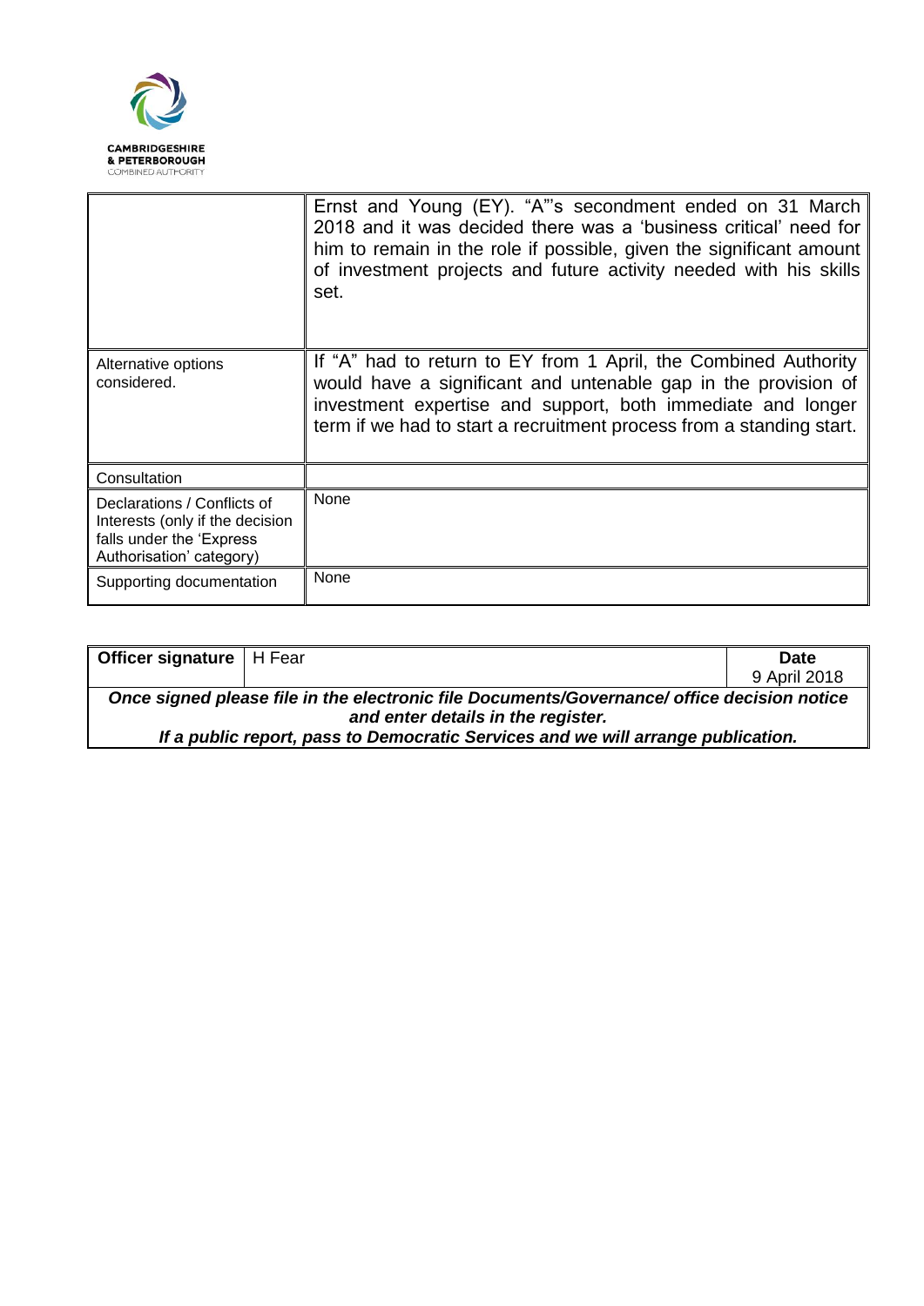CAMBRIDGESHIRE
& PETERBOROUGH
COMBINED AUTHORITY

| | |
|---|---|
| | Ernst and Young (EY). "A"'s secondment ended on 31 March 2018 and it was decided there was a 'business critical' need for him to remain in the role if possible, given the significant amount of investment projects and future activity needed with his skills set. |
| Alternative options considered. | If "A" had to return to EY from 1 April, the Combined Authority would have a significant and untenable gap in the provision of investment expertise and support, both immediate and longer term if we had to start a recruitment process from a standing start. |
| Consultation | |
| Declarations / Conflicts of Interests (only if the decision falls under the 'Express Authorisation' category) | None |
| Supporting documentation | None |

| | | |
|---|---|---|
| **Officer signature** | H Fear | **Date** 9 April 2018 |

***Once signed please file in the electronic file Documents/Governance/ office decision notice and enter details in the register.***
***If a public report, pass to Democratic Services and we will arrange publication.***